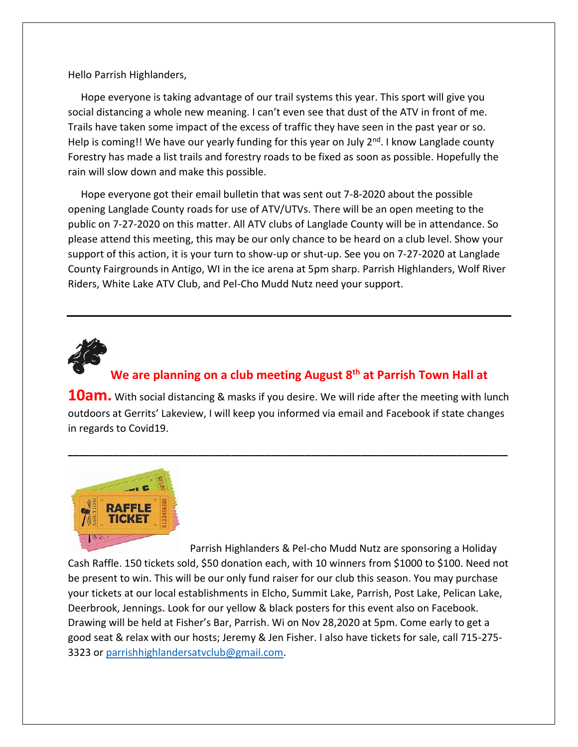Hello Parrish Highlanders,

Hope everyone is taking advantage of our trail systems this year. This sport will give you social distancing a whole new meaning. I can't even see that dust of the ATV in front of me. Trails have taken some impact of the excess of traffic they have seen in the past year or so. Help is coming!! We have our yearly funding for this year on July 2nd. I know Langlade county Forestry has made a list trails and forestry roads to be fixed as soon as possible. Hopefully the rain will slow down and make this possible.

Hope everyone got their email bulletin that was sent out 7-8-2020 about the possible opening Langlade County roads for use of ATV/UTVs. There will be an open meeting to the public on 7-27-2020 on this matter. All ATV clubs of Langlade County will be in attendance. So please attend this meeting, this may be our only chance to be heard on a club level. Show your support of this action, it is your turn to show-up or shut-up. See you on 7-27-2020 at Langlade County Fairgrounds in Antigo, WI in the ice arena at 5pm sharp. Parrish Highlanders, Wolf River Riders, White Lake ATV Club, and Pel-Cho Mudd Nutz need your support.

---

**We are planning on a club meeting August 8th at Parrish Town Hall at 10am.** With social distancing & masks if you desire. We will ride after the meeting with lunch outdoors at Gerrits' Lakeview, I will keep you informed via email and Facebook if state changes in regards to Covid19.

---

Parrish Highlanders & Pel-cho Mudd Nutz are sponsoring a Holiday Cash Raffle. 150 tickets sold, $50 donation each, with 10 winners from $1000 to $100. Need not be present to win. This will be our only fund raiser for our club this season. You may purchase your tickets at our local establishments in Elcho, Summit Lake, Parrish, Post Lake, Pelican Lake, Deerbrook, Jennings. Look for our yellow & black posters for this event also on Facebook. Drawing will be held at Fisher's Bar, Parrish. Wi on Nov 28,2020 at 5pm. Come early to get a good seat & relax with our hosts; Jeremy & Jen Fisher. I also have tickets for sale, call 715-275-3323 or parrishhighlandersatvclub@gmail.com.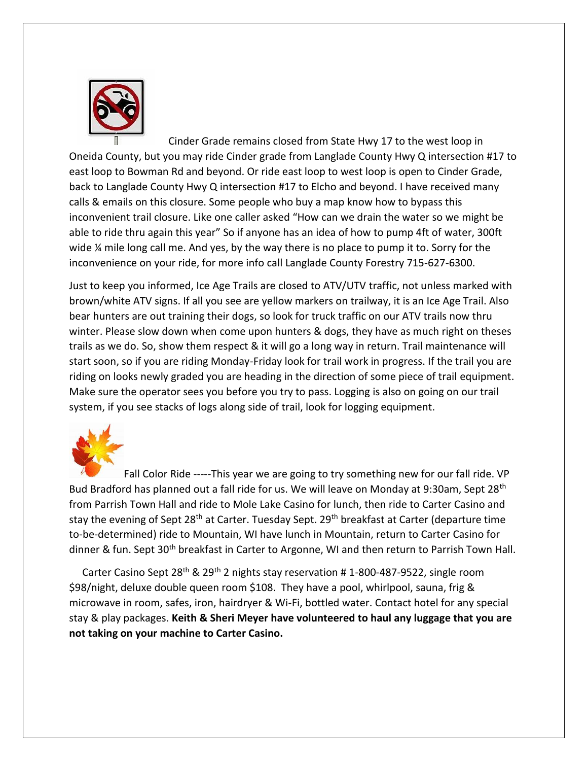Cinder Grade remains closed from State Hwy 17 to the west loop in Oneida County, but you may ride Cinder grade from Langlade County Hwy Q intersection #17 to east loop to Bowman Rd and beyond. Or ride east loop to west loop is open to Cinder Grade, back to Langlade County Hwy Q intersection #17 to Elcho and beyond. I have received many calls & emails on this closure. Some people who buy a map know how to bypass this inconvenient trail closure. Like one caller asked "How can we drain the water so we might be able to ride thru again this year" So if anyone has an idea of how to pump 4ft of water, 300ft wide ¼ mile long call me. And yes, by the way there is no place to pump it to. Sorry for the inconvenience on your ride, for more info call Langlade County Forestry 715-627-6300.

Just to keep you informed, Ice Age Trails are closed to ATV/UTV traffic, not unless marked with brown/white ATV signs. If all you see are yellow markers on trailway, it is an Ice Age Trail. Also bear hunters are out training their dogs, so look for truck traffic on our ATV trails now thru winter. Please slow down when come upon hunters & dogs, they have as much right on theses trails as we do. So, show them respect & it will go a long way in return. Trail maintenance will start soon, so if you are riding Monday-Friday look for trail work in progress. If the trail you are riding on looks newly graded you are heading in the direction of some piece of trail equipment. Make sure the operator sees you before you try to pass. Logging is also on going on our trail system, if you see stacks of logs along side of trail, look for logging equipment.

Fall Color Ride -----This year we are going to try something new for our fall ride. VP Bud Bradford has planned out a fall ride for us. We will leave on Monday at 9:30am, Sept 28th from Parrish Town Hall and ride to Mole Lake Casino for lunch, then ride to Carter Casino and stay the evening of Sept 28th at Carter. Tuesday Sept. 29th breakfast at Carter (departure time to-be-determined) ride to Mountain, WI have lunch in Mountain, return to Carter Casino for dinner & fun. Sept 30th breakfast in Carter to Argonne, WI and then return to Parrish Town Hall.

Carter Casino Sept 28th & 29th 2 nights stay reservation # 1-800-487-9522, single room $98/night, deluxe double queen room $108. They have a pool, whirlpool, sauna, frig & microwave in room, safes, iron, hairdryer & Wi-Fi, bottled water. Contact hotel for any special stay & play packages. **Keith & Sheri Meyer have volunteered to haul any luggage that you are not taking on your machine to Carter Casino.**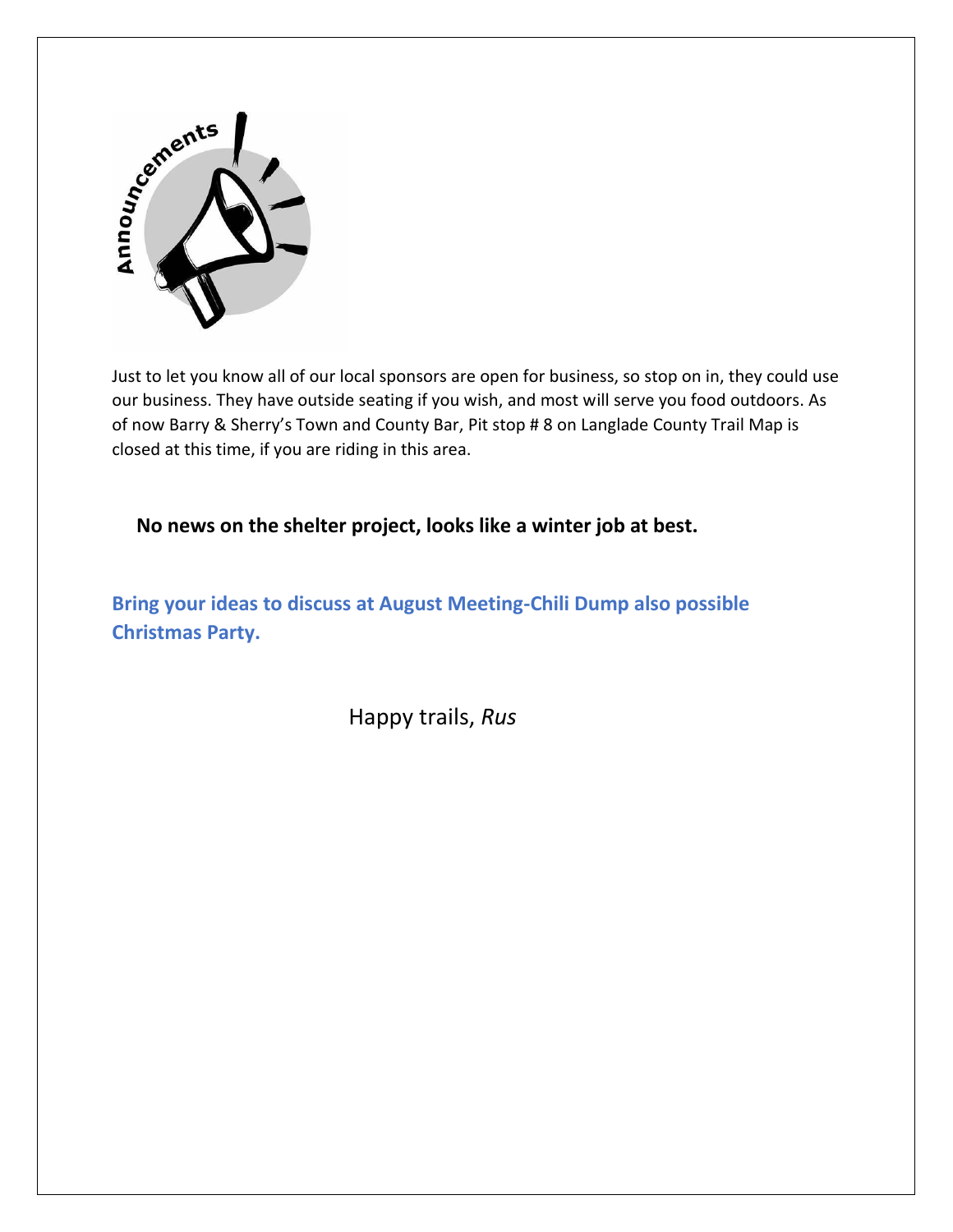Announcements

Just to let you know all of our local sponsors are open for business, so stop on in, they could use our business. They have outside seating if you wish, and most will serve you food outdoors. As of now Barry & Sherry's Town and County Bar, Pit stop # 8 on Langlade County Trail Map is closed at this time, if you are riding in this area.

**No news on the shelter project, looks like a winter job at best.**

**Bring your ideas to discuss at August Meeting-Chili Dump also possible Christmas Party.**

Happy trails, *Rus*